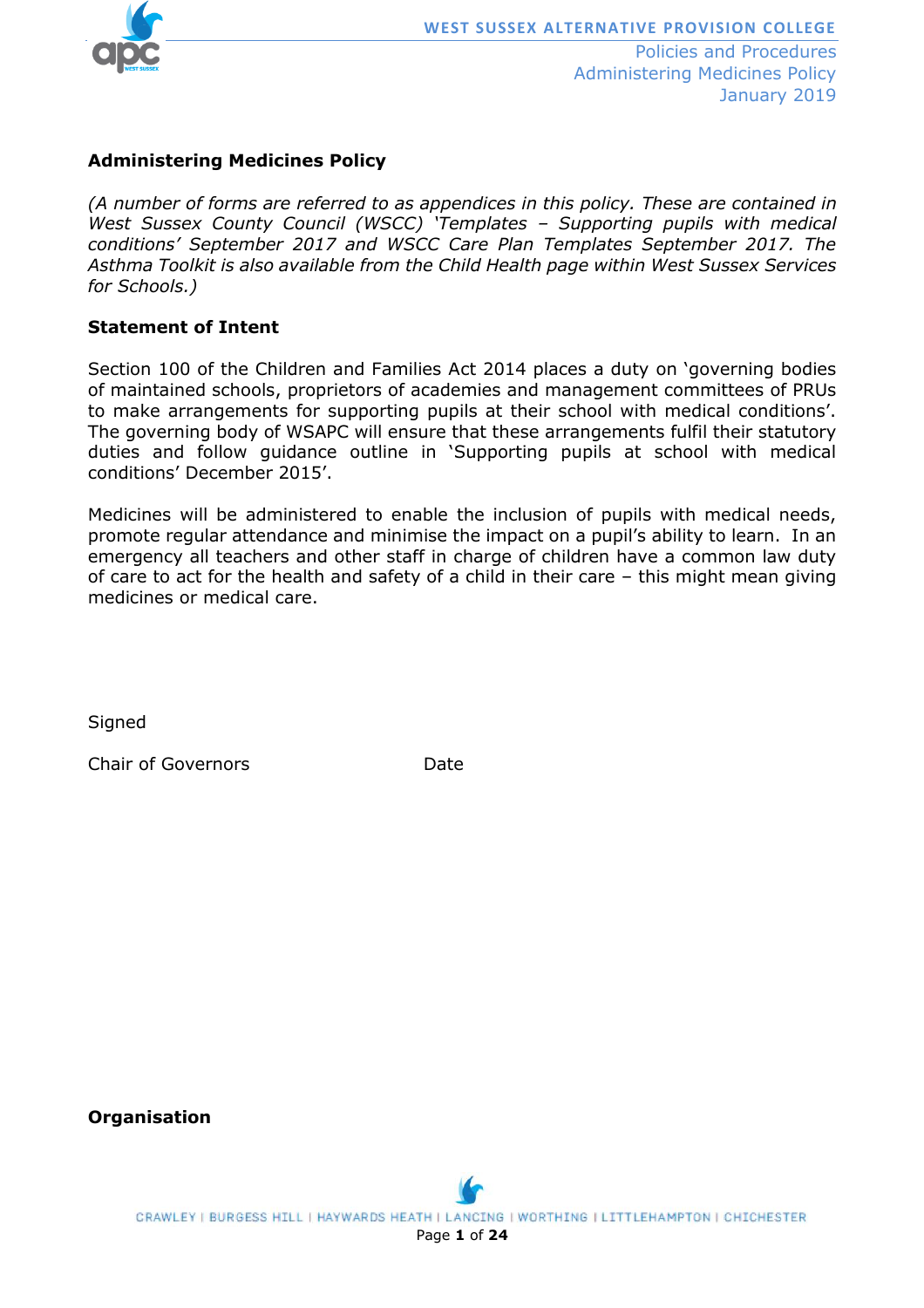## Administering Medicines Policy

*(A number of forms are referred to as appendices in this policy. These are contained in West Sussex County Council (WSCC) 'Templates – Supporting pupils with medical conditions' September 2017 and WSCC Care Plan Templates September 2017. The Asthma Toolkit is also available from the Child Health page within West Sussex Services for Schools.)*

### Statement of Intent

Section 100 of the Children and Families Act 2014 places a duty on 'governing bodies of maintained schools, proprietors of academies and management committees of PRUs to make arrangements for supporting pupils at their school with medical conditions'. The governing body of WSAPC will ensure that these arrangements fulfil their statutory duties and follow guidance outline in 'Supporting pupils at school with medical conditions' December 2015'.

Medicines will be administered to enable the inclusion of pupils with medical needs, promote regular attendance and minimise the impact on a pupil's ability to learn. In an emergency all teachers and other staff in charge of children have a common law duty of care to act for the health and safety of a child in their care – this might mean giving medicines or medical care.

Signed

Chair of Governors Date

### Organisation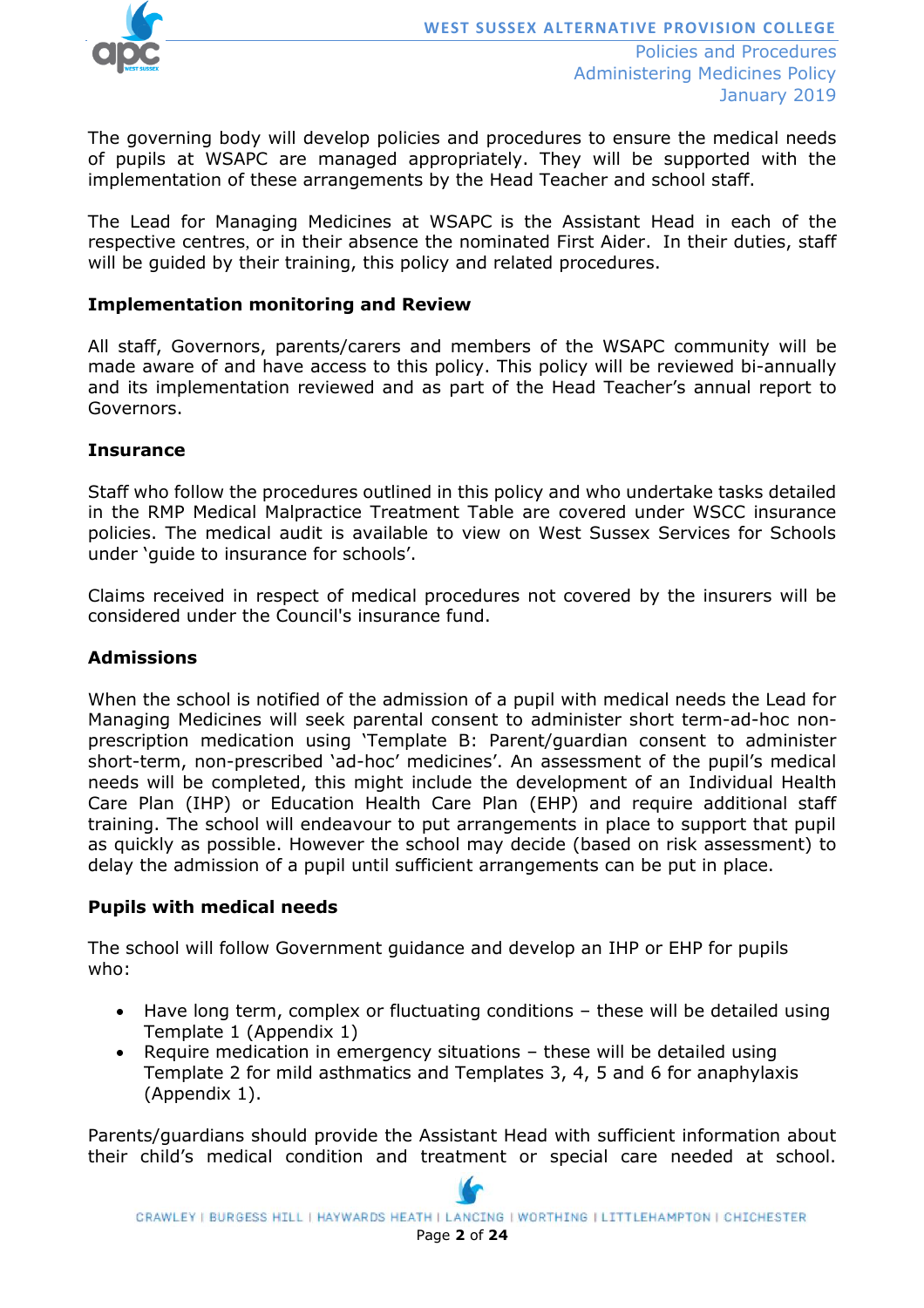The governing body will develop policies and procedures to ensure the medical needs of pupils at WSAPC are managed appropriately. They will be supported with the implementation of these arrangements by the Head Teacher and school staff.

The Lead for Managing Medicines at WSAPC is the Assistant Head in each of the respective centres, or in their absence the nominated First Aider. In their duties, staff will be guided by their training, this policy and related procedures.

**Implementation monitoring and Review**

All staff, Governors, parents/carers and members of the WSAPC community will be made aware of and have access to this policy. This policy will be reviewed bi-annually and its implementation reviewed and as part of the Head Teacher's annual report to Governors.

**Insurance**

Staff who follow the procedures outlined in this policy and who undertake tasks detailed in the RMP Medical Malpractice Treatment Table are covered under WSCC insurance policies. The medical audit is available to view on West Sussex Services for Schools under 'guide to insurance for schools'.

Claims received in respect of medical procedures not covered by the insurers will be considered under the Council's insurance fund.

**Admissions**

When the school is notified of the admission of a pupil with medical needs the Lead for Managing Medicines will seek parental consent to administer short term-ad-hoc non-prescription medication using 'Template B: Parent/guardian consent to administer short-term, non-prescribed 'ad-hoc' medicines'. An assessment of the pupil's medical needs will be completed, this might include the development of an Individual Health Care Plan (IHP) or Education Health Care Plan (EHP) and require additional staff training. The school will endeavour to put arrangements in place to support that pupil as quickly as possible. However the school may decide (based on risk assessment) to delay the admission of a pupil until sufficient arrangements can be put in place.

**Pupils with medical needs**

The school will follow Government guidance and develop an IHP or EHP for pupils who:

- Have long term, complex or fluctuating conditions – these will be detailed using Template 1 (Appendix 1)
- Require medication in emergency situations – these will be detailed using Template 2 for mild asthmatics and Templates 3, 4, 5 and 6 for anaphylaxis (Appendix 1).

Parents/guardians should provide the Assistant Head with sufficient information about their child's medical condition and treatment or special care needed at school.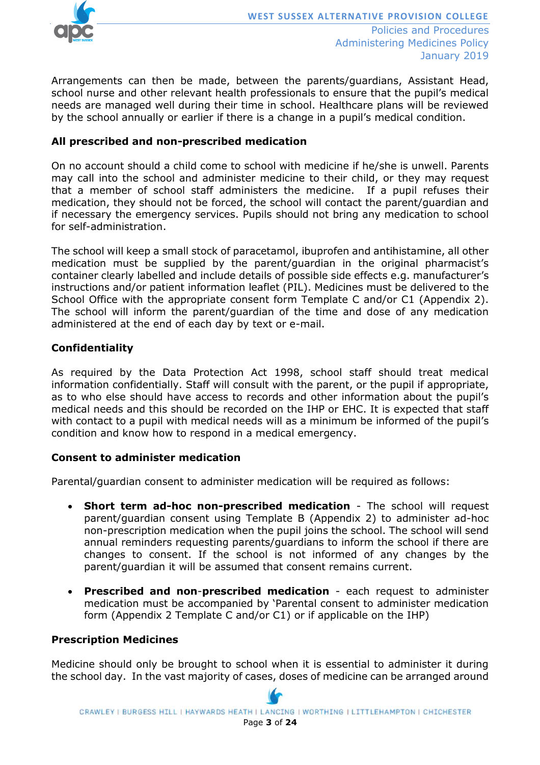Arrangements can then be made, between the parents/guardians, Assistant Head, school nurse and other relevant health professionals to ensure that the pupil's medical needs are managed well during their time in school. Healthcare plans will be reviewed by the school annually or earlier if there is a change in a pupil's medical condition.

**All prescribed and non-prescribed medication**

On no account should a child come to school with medicine if he/she is unwell. Parents may call into the school and administer medicine to their child, or they may request that a member of school staff administers the medicine. If a pupil refuses their medication, they should not be forced, the school will contact the parent/guardian and if necessary the emergency services. Pupils should not bring any medication to school for self-administration.

The school will keep a small stock of paracetamol, ibuprofen and antihistamine, all other medication must be supplied by the parent/guardian in the original pharmacist's container clearly labelled and include details of possible side effects e.g. manufacturer's instructions and/or patient information leaflet (PIL). Medicines must be delivered to the School Office with the appropriate consent form Template C and/or C1 (Appendix 2). The school will inform the parent/guardian of the time and dose of any medication administered at the end of each day by text or e-mail.

**Confidentiality**

As required by the Data Protection Act 1998, school staff should treat medical information confidentially. Staff will consult with the parent, or the pupil if appropriate, as to who else should have access to records and other information about the pupil's medical needs and this should be recorded on the IHP or EHC. It is expected that staff with contact to a pupil with medical needs will as a minimum be informed of the pupil's condition and know how to respond in a medical emergency.

**Consent to administer medication**

Parental/guardian consent to administer medication will be required as follows:

- **Short term ad-hoc non-prescribed medication** - The school will request parent/guardian consent using Template B (Appendix 2) to administer ad-hoc non-prescription medication when the pupil joins the school. The school will send annual reminders requesting parents/guardians to inform the school if there are changes to consent. If the school is not informed of any changes by the parent/guardian it will be assumed that consent remains current.

- **Prescribed and non-prescribed medication** - each request to administer medication must be accompanied by 'Parental consent to administer medication form (Appendix 2 Template C and/or C1) or if applicable on the IHP)

**Prescription Medicines**

Medicine should only be brought to school when it is essential to administer it during the school day. In the vast majority of cases, doses of medicine can be arranged around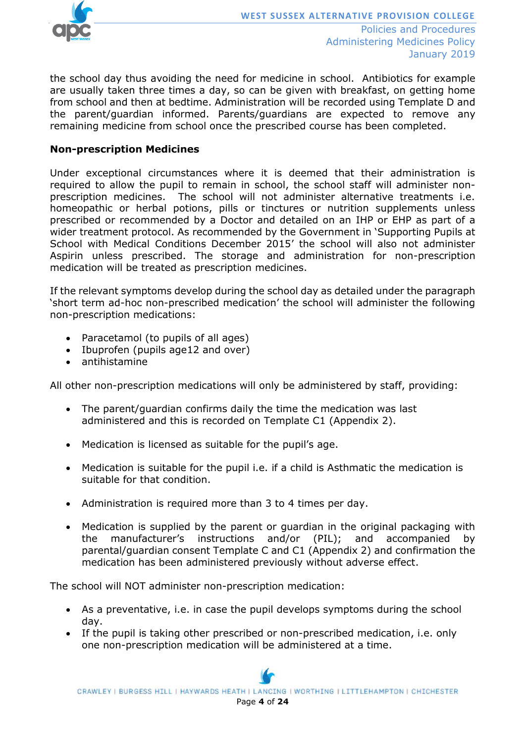the school day thus avoiding the need for medicine in school. Antibiotics for example are usually taken three times a day, so can be given with breakfast, on getting home from school and then at bedtime. Administration will be recorded using Template D and the parent/guardian informed. Parents/guardians are expected to remove any remaining medicine from school once the prescribed course has been completed.

**Non-prescription Medicines**

Under exceptional circumstances where it is deemed that their administration is required to allow the pupil to remain in school, the school staff will administer non-prescription medicines. The school will not administer alternative treatments i.e. homeopathic or herbal potions, pills or tinctures or nutrition supplements unless prescribed or recommended by a Doctor and detailed on an IHP or EHP as part of a wider treatment protocol. As recommended by the Government in 'Supporting Pupils at School with Medical Conditions December 2015' the school will also not administer Aspirin unless prescribed. The storage and administration for non-prescription medication will be treated as prescription medicines.

If the relevant symptoms develop during the school day as detailed under the paragraph 'short term ad-hoc non-prescribed medication' the school will administer the following non-prescription medications:

- Paracetamol (to pupils of all ages)
- Ibuprofen (pupils age12 and over)
- antihistamine

All other non-prescription medications will only be administered by staff, providing:

- The parent/guardian confirms daily the time the medication was last administered and this is recorded on Template C1 (Appendix 2).
- Medication is licensed as suitable for the pupil's age.
- Medication is suitable for the pupil i.e. if a child is Asthmatic the medication is suitable for that condition.
- Administration is required more than 3 to 4 times per day.
- Medication is supplied by the parent or guardian in the original packaging with the manufacturer's instructions and/or (PIL); and accompanied by parental/guardian consent Template C and C1 (Appendix 2) and confirmation the medication has been administered previously without adverse effect.

The school will NOT administer non-prescription medication:

- As a preventative, i.e. in case the pupil develops symptoms during the school day.
- If the pupil is taking other prescribed or non-prescribed medication, i.e. only one non-prescription medication will be administered at a time.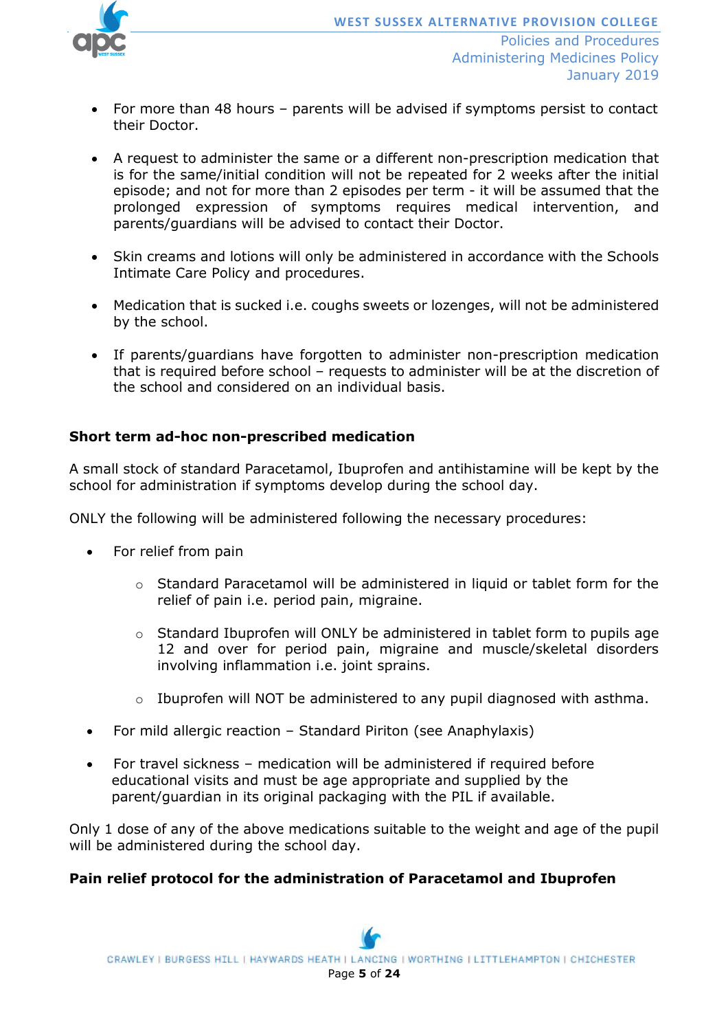- For more than 48 hours – parents will be advised if symptoms persist to contact their Doctor.

- A request to administer the same or a different non-prescription medication that is for the same/initial condition will not be repeated for 2 weeks after the initial episode; and not for more than 2 episodes per term - it will be assumed that the prolonged expression of symptoms requires medical intervention, and parents/guardians will be advised to contact their Doctor.

- Skin creams and lotions will only be administered in accordance with the Schools Intimate Care Policy and procedures.

- Medication that is sucked i.e. coughs sweets or lozenges, will not be administered by the school.

- If parents/guardians have forgotten to administer non-prescription medication that is required before school – requests to administer will be at the discretion of the school and considered on an individual basis.

**Short term ad-hoc non-prescribed medication**

A small stock of standard Paracetamol, Ibuprofen and antihistamine will be kept by the school for administration if symptoms develop during the school day.

ONLY the following will be administered following the necessary procedures:

- For relief from pain
  - Standard Paracetamol will be administered in liquid or tablet form for the relief of pain i.e. period pain, migraine.
  - Standard Ibuprofen will ONLY be administered in tablet form to pupils age 12 and over for period pain, migraine and muscle/skeletal disorders involving inflammation i.e. joint sprains.
  - Ibuprofen will NOT be administered to any pupil diagnosed with asthma.
- For mild allergic reaction – Standard Piriton (see Anaphylaxis)
- For travel sickness – medication will be administered if required before educational visits and must be age appropriate and supplied by the parent/guardian in its original packaging with the PIL if available.

Only 1 dose of any of the above medications suitable to the weight and age of the pupil will be administered during the school day.

**Pain relief protocol for the administration of Paracetamol and Ibuprofen**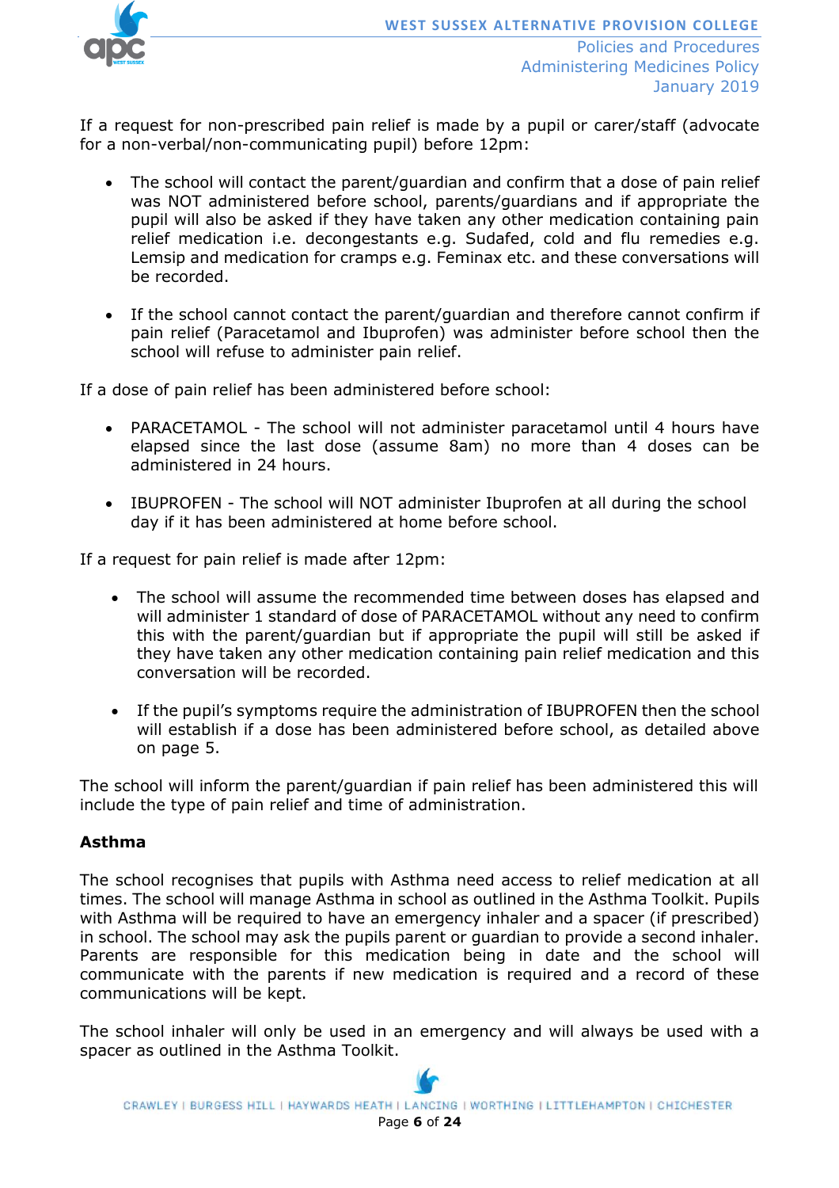If a request for non-prescribed pain relief is made by a pupil or carer/staff (advocate for a non-verbal/non-communicating pupil) before 12pm:

- The school will contact the parent/guardian and confirm that a dose of pain relief was NOT administered before school, parents/guardians and if appropriate the pupil will also be asked if they have taken any other medication containing pain relief medication i.e. decongestants e.g. Sudafed, cold and flu remedies e.g. Lemsip and medication for cramps e.g. Feminax etc. and these conversations will be recorded.

- If the school cannot contact the parent/guardian and therefore cannot confirm if pain relief (Paracetamol and Ibuprofen) was administer before school then the school will refuse to administer pain relief.

If a dose of pain relief has been administered before school:

- PARACETAMOL - The school will not administer paracetamol until 4 hours have elapsed since the last dose (assume 8am) no more than 4 doses can be administered in 24 hours.

- IBUPROFEN - The school will NOT administer Ibuprofen at all during the school day if it has been administered at home before school.

If a request for pain relief is made after 12pm:

- The school will assume the recommended time between doses has elapsed and will administer 1 standard of dose of PARACETAMOL without any need to confirm this with the parent/guardian but if appropriate the pupil will still be asked if they have taken any other medication containing pain relief medication and this conversation will be recorded.

- If the pupil's symptoms require the administration of IBUPROFEN then the school will establish if a dose has been administered before school, as detailed above on page 5.

The school will inform the parent/guardian if pain relief has been administered this will include the type of pain relief and time of administration.

**Asthma**

The school recognises that pupils with Asthma need access to relief medication at all times. The school will manage Asthma in school as outlined in the Asthma Toolkit. Pupils with Asthma will be required to have an emergency inhaler and a spacer (if prescribed) in school. The school may ask the pupils parent or guardian to provide a second inhaler. Parents are responsible for this medication being in date and the school will communicate with the parents if new medication is required and a record of these communications will be kept.

The school inhaler will only be used in an emergency and will always be used with a spacer as outlined in the Asthma Toolkit.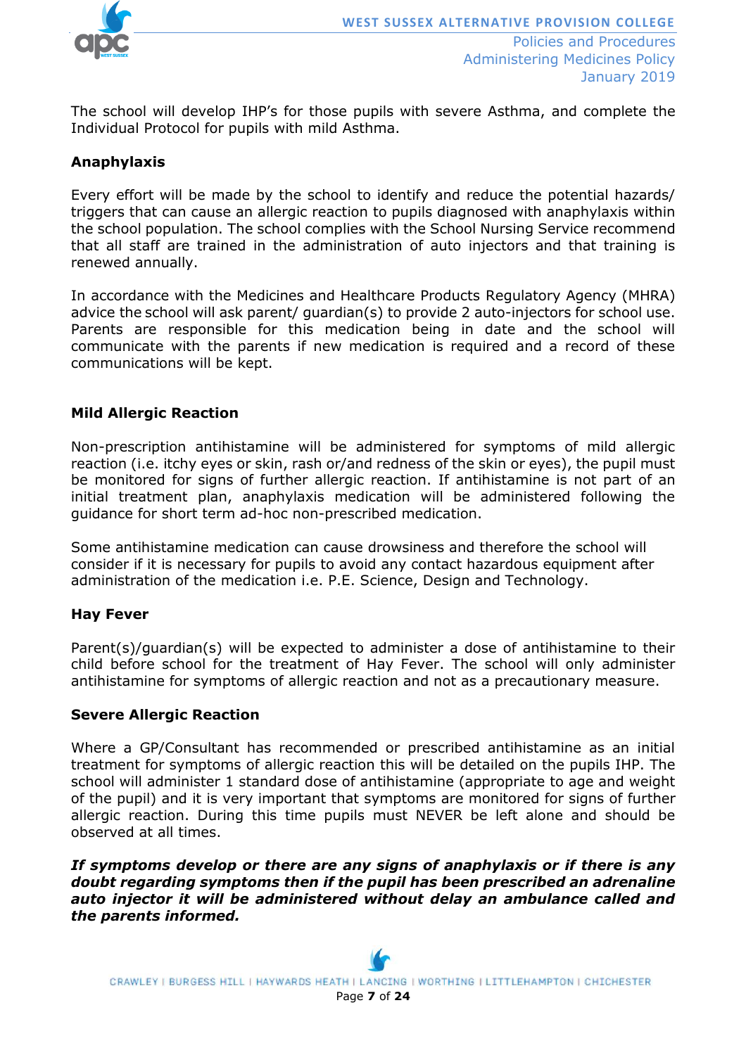The school will develop IHP's for those pupils with severe Asthma, and complete the Individual Protocol for pupils with mild Asthma.

**Anaphylaxis**

Every effort will be made by the school to identify and reduce the potential hazards/ triggers that can cause an allergic reaction to pupils diagnosed with anaphylaxis within the school population. The school complies with the School Nursing Service recommend that all staff are trained in the administration of auto injectors and that training is renewed annually.

In accordance with the Medicines and Healthcare Products Regulatory Agency (MHRA) advice the school will ask parent/ guardian(s) to provide 2 auto-injectors for school use. Parents are responsible for this medication being in date and the school will communicate with the parents if new medication is required and a record of these communications will be kept.

**Mild Allergic Reaction**

Non-prescription antihistamine will be administered for symptoms of mild allergic reaction (i.e. itchy eyes or skin, rash or/and redness of the skin or eyes), the pupil must be monitored for signs of further allergic reaction. If antihistamine is not part of an initial treatment plan, anaphylaxis medication will be administered following the guidance for short term ad-hoc non-prescribed medication.

Some antihistamine medication can cause drowsiness and therefore the school will consider if it is necessary for pupils to avoid any contact hazardous equipment after administration of the medication i.e. P.E. Science, Design and Technology.

**Hay Fever**

Parent(s)/guardian(s) will be expected to administer a dose of antihistamine to their child before school for the treatment of Hay Fever. The school will only administer antihistamine for symptoms of allergic reaction and not as a precautionary measure.

**Severe Allergic Reaction**

Where a GP/Consultant has recommended or prescribed antihistamine as an initial treatment for symptoms of allergic reaction this will be detailed on the pupils IHP. The school will administer 1 standard dose of antihistamine (appropriate to age and weight of the pupil) and it is very important that symptoms are monitored for signs of further allergic reaction. During this time pupils must NEVER be left alone and should be observed at all times.

***If symptoms develop or there are any signs of anaphylaxis or if there is any doubt regarding symptoms then if the pupil has been prescribed an adrenaline auto injector it will be administered without delay an ambulance called and the parents informed.***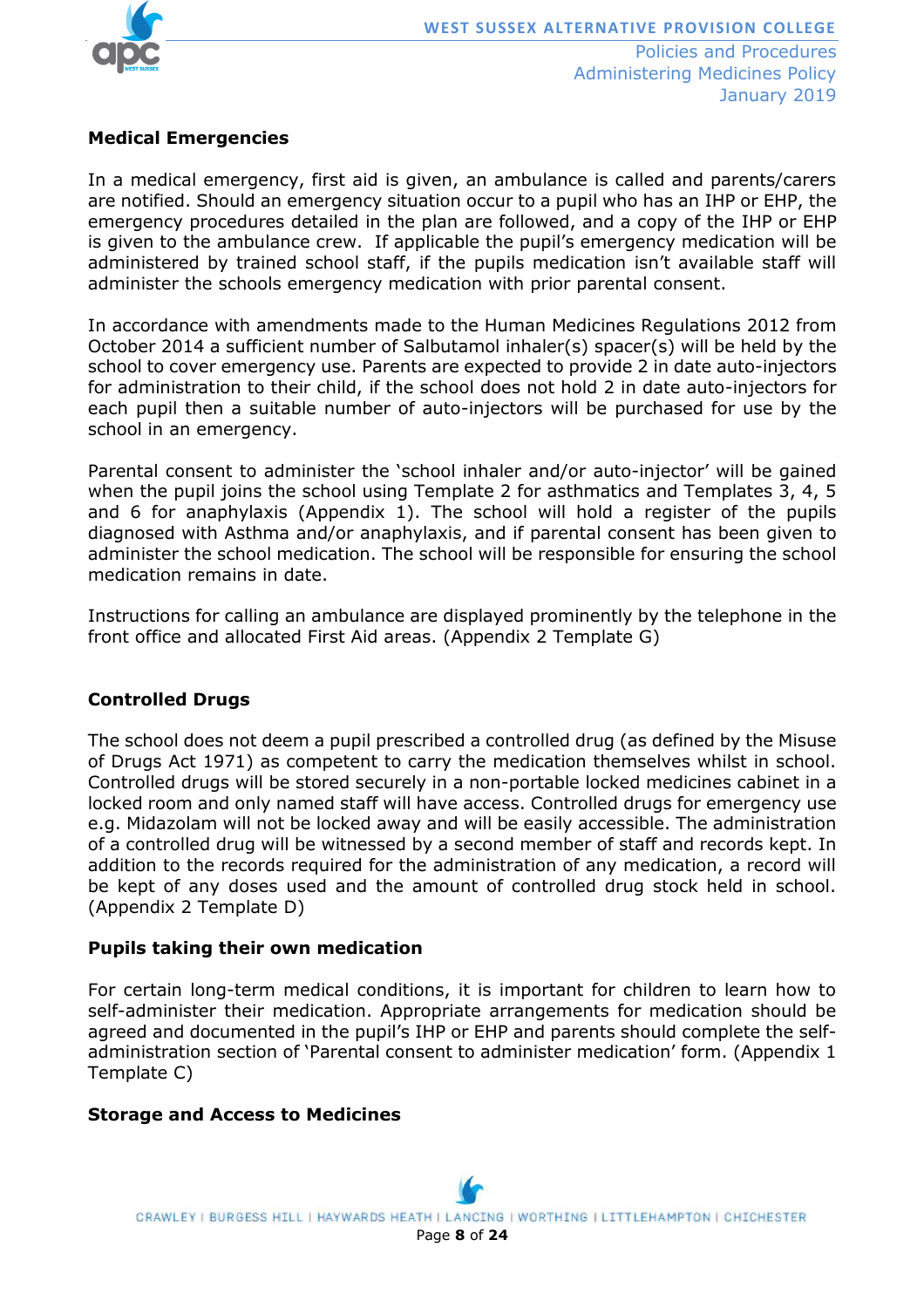**Medical Emergencies**

In a medical emergency, first aid is given, an ambulance is called and parents/carers are notified. Should an emergency situation occur to a pupil who has an IHP or EHP, the emergency procedures detailed in the plan are followed, and a copy of the IHP or EHP is given to the ambulance crew. If applicable the pupil's emergency medication will be administered by trained school staff, if the pupils medication isn't available staff will administer the schools emergency medication with prior parental consent.

In accordance with amendments made to the Human Medicines Regulations 2012 from October 2014 a sufficient number of Salbutamol inhaler(s) spacer(s) will be held by the school to cover emergency use. Parents are expected to provide 2 in date auto-injectors for administration to their child, if the school does not hold 2 in date auto-injectors for each pupil then a suitable number of auto-injectors will be purchased for use by the school in an emergency.

Parental consent to administer the 'school inhaler and/or auto-injector' will be gained when the pupil joins the school using Template 2 for asthmatics and Templates 3, 4, 5 and 6 for anaphylaxis (Appendix 1). The school will hold a register of the pupils diagnosed with Asthma and/or anaphylaxis, and if parental consent has been given to administer the school medication. The school will be responsible for ensuring the school medication remains in date.

Instructions for calling an ambulance are displayed prominently by the telephone in the front office and allocated First Aid areas. (Appendix 2 Template G)

**Controlled Drugs**

The school does not deem a pupil prescribed a controlled drug (as defined by the Misuse of Drugs Act 1971) as competent to carry the medication themselves whilst in school. Controlled drugs will be stored securely in a non-portable locked medicines cabinet in a locked room and only named staff will have access. Controlled drugs for emergency use e.g. Midazolam will not be locked away and will be easily accessible. The administration of a controlled drug will be witnessed by a second member of staff and records kept. In addition to the records required for the administration of any medication, a record will be kept of any doses used and the amount of controlled drug stock held in school. (Appendix 2 Template D)

**Pupils taking their own medication**

For certain long-term medical conditions, it is important for children to learn how to self-administer their medication. Appropriate arrangements for medication should be agreed and documented in the pupil's IHP or EHP and parents should complete the self-administration section of 'Parental consent to administer medication' form. (Appendix 1 Template C)

**Storage and Access to Medicines**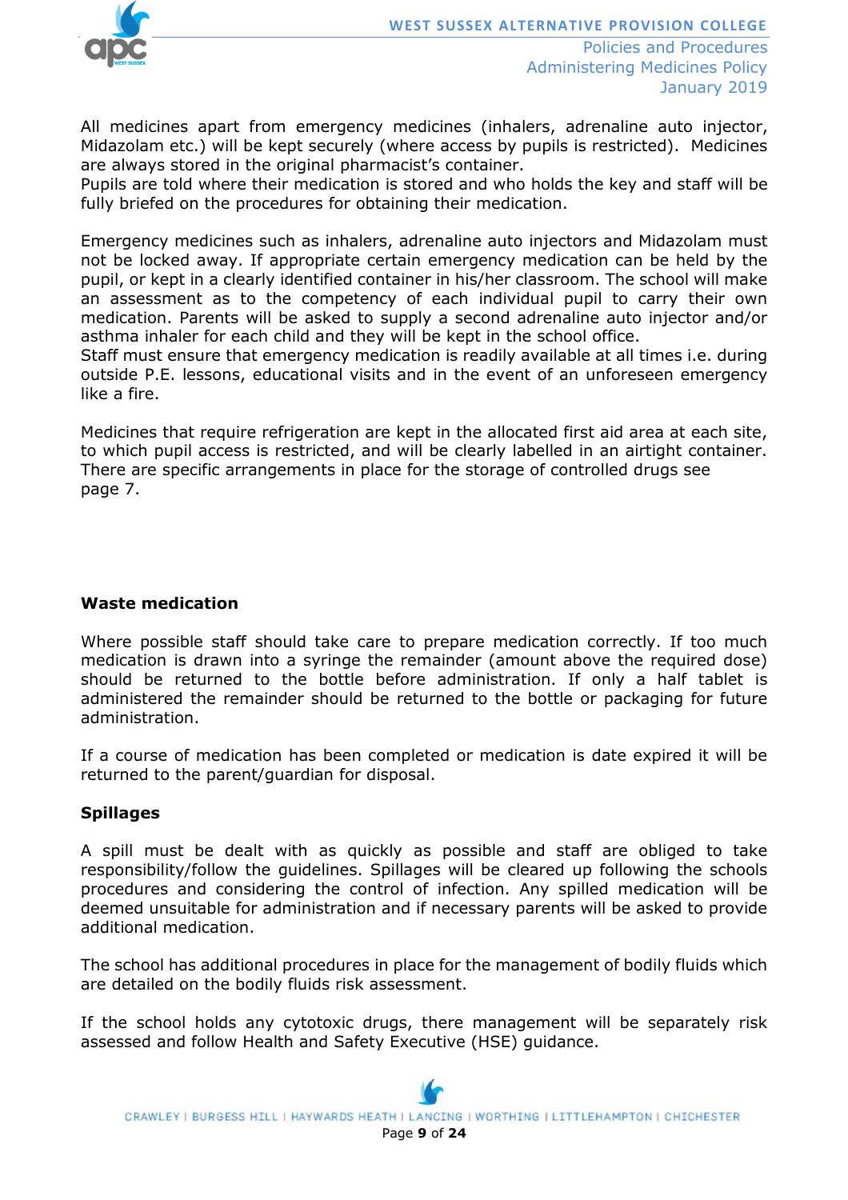All medicines apart from emergency medicines (inhalers, adrenaline auto injector, Midazolam etc.) will be kept securely (where access by pupils is restricted). Medicines are always stored in the original pharmacist's container.
Pupils are told where their medication is stored and who holds the key and staff will be fully briefed on the procedures for obtaining their medication.

Emergency medicines such as inhalers, adrenaline auto injectors and Midazolam must not be locked away. If appropriate certain emergency medication can be held by the pupil, or kept in a clearly identified container in his/her classroom. The school will make an assessment as to the competency of each individual pupil to carry their own medication. Parents will be asked to supply a second adrenaline auto injector and/or asthma inhaler for each child and they will be kept in the school office.
Staff must ensure that emergency medication is readily available at all times i.e. during outside P.E. lessons, educational visits and in the event of an unforeseen emergency like a fire.

Medicines that require refrigeration are kept in the allocated first aid area at each site, to which pupil access is restricted, and will be clearly labelled in an airtight container. There are specific arrangements in place for the storage of controlled drugs see page 7.

**Waste medication**

Where possible staff should take care to prepare medication correctly. If too much medication is drawn into a syringe the remainder (amount above the required dose) should be returned to the bottle before administration. If only a half tablet is administered the remainder should be returned to the bottle or packaging for future administration.

If a course of medication has been completed or medication is date expired it will be returned to the parent/guardian for disposal.

**Spillages**

A spill must be dealt with as quickly as possible and staff are obliged to take responsibility/follow the guidelines. Spillages will be cleared up following the schools procedures and considering the control of infection. Any spilled medication will be deemed unsuitable for administration and if necessary parents will be asked to provide additional medication.

The school has additional procedures in place for the management of bodily fluids which are detailed on the bodily fluids risk assessment.

If the school holds any cytotoxic drugs, there management will be separately risk assessed and follow Health and Safety Executive (HSE) guidance.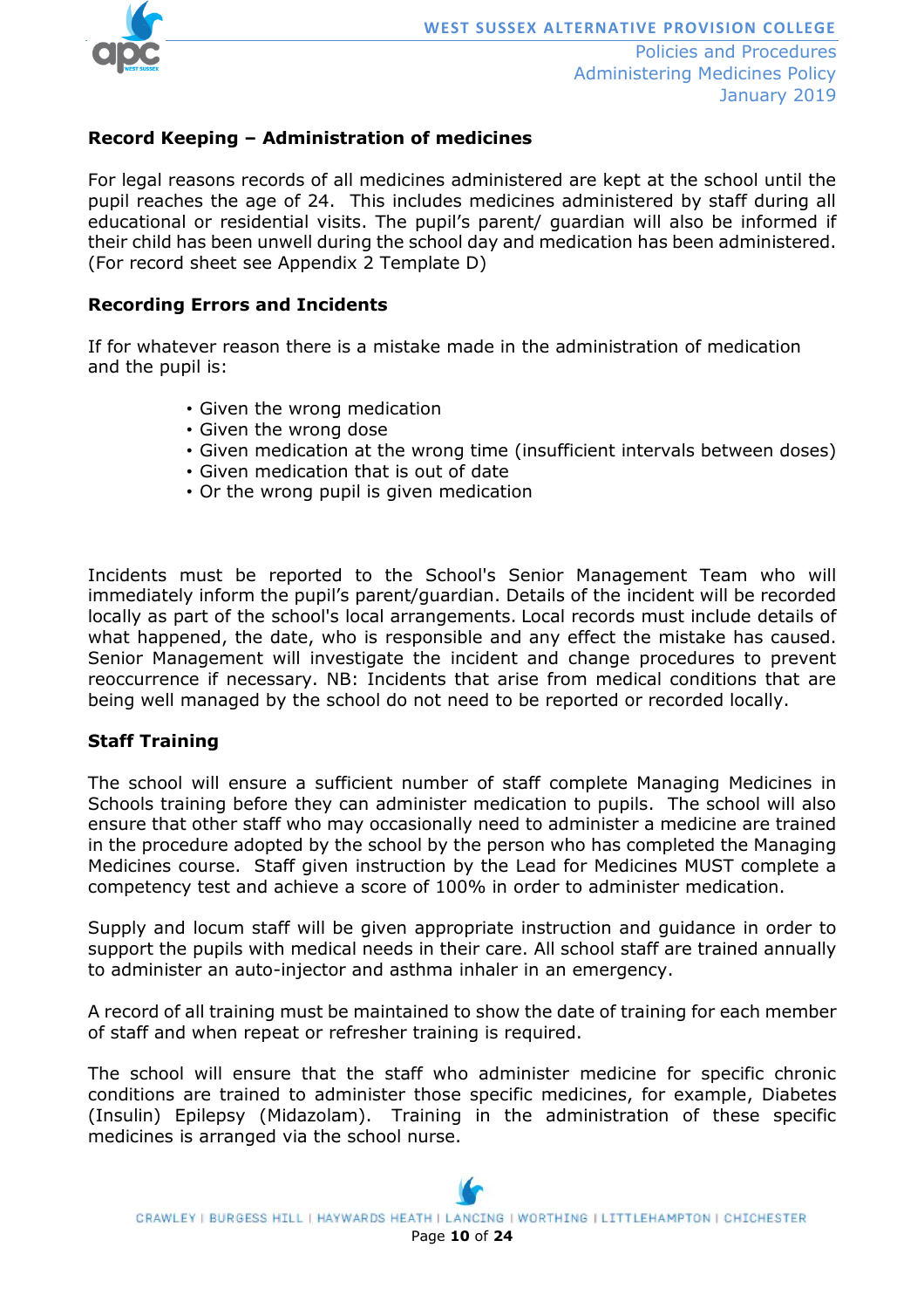**Record Keeping – Administration of medicines**

For legal reasons records of all medicines administered are kept at the school until the pupil reaches the age of 24. This includes medicines administered by staff during all educational or residential visits. The pupil's parent/ guardian will also be informed if their child has been unwell during the school day and medication has been administered. (For record sheet see Appendix 2 Template D)

**Recording Errors and Incidents**

If for whatever reason there is a mistake made in the administration of medication and the pupil is:

- Given the wrong medication
- Given the wrong dose
- Given medication at the wrong time (insufficient intervals between doses)
- Given medication that is out of date
- Or the wrong pupil is given medication

Incidents must be reported to the School's Senior Management Team who will immediately inform the pupil's parent/guardian. Details of the incident will be recorded locally as part of the school's local arrangements. Local records must include details of what happened, the date, who is responsible and any effect the mistake has caused. Senior Management will investigate the incident and change procedures to prevent reoccurrence if necessary. NB: Incidents that arise from medical conditions that are being well managed by the school do not need to be reported or recorded locally.

**Staff Training**

The school will ensure a sufficient number of staff complete Managing Medicines in Schools training before they can administer medication to pupils. The school will also ensure that other staff who may occasionally need to administer a medicine are trained in the procedure adopted by the school by the person who has completed the Managing Medicines course. Staff given instruction by the Lead for Medicines MUST complete a competency test and achieve a score of 100% in order to administer medication.

Supply and locum staff will be given appropriate instruction and guidance in order to support the pupils with medical needs in their care. All school staff are trained annually to administer an auto-injector and asthma inhaler in an emergency.

A record of all training must be maintained to show the date of training for each member of staff and when repeat or refresher training is required.

The school will ensure that the staff who administer medicine for specific chronic conditions are trained to administer those specific medicines, for example, Diabetes (Insulin) Epilepsy (Midazolam). Training in the administration of these specific medicines is arranged via the school nurse.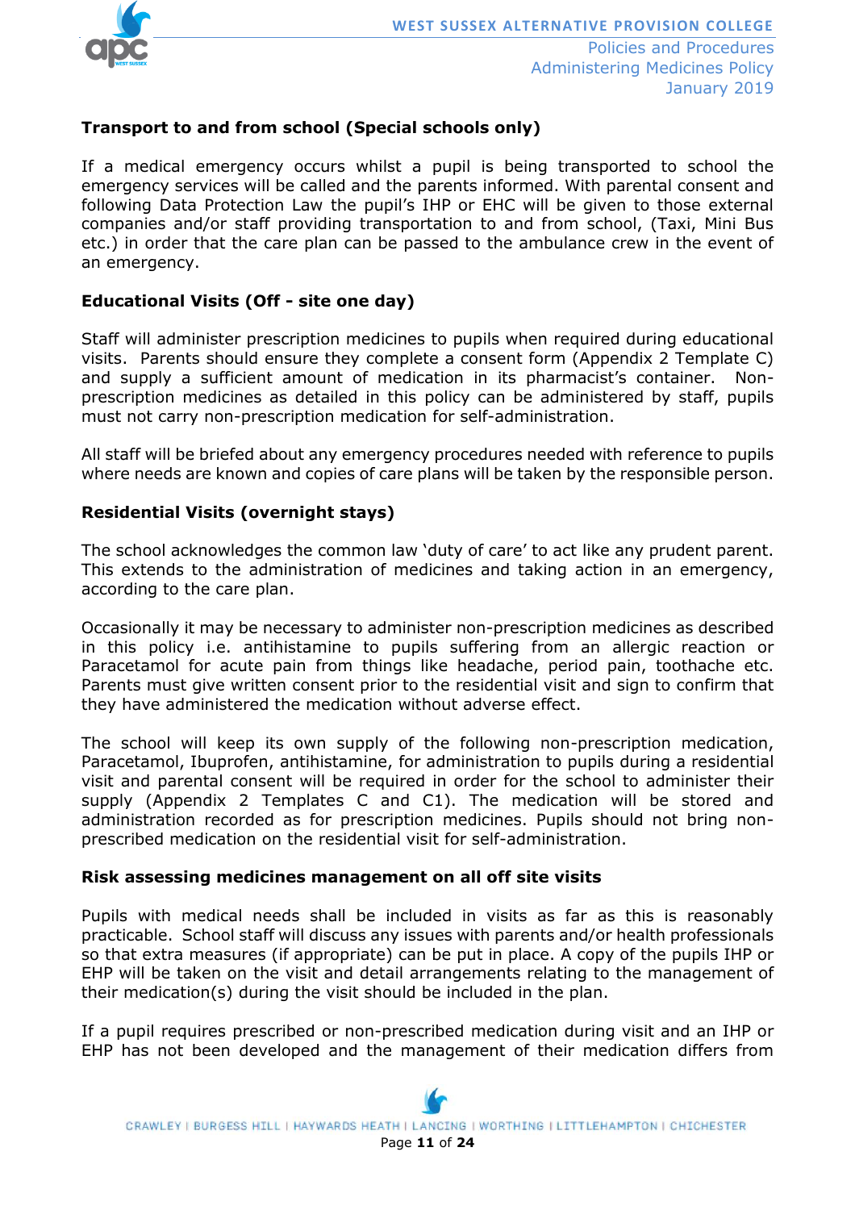**Transport to and from school (Special schools only)**

If a medical emergency occurs whilst a pupil is being transported to school the emergency services will be called and the parents informed. With parental consent and following Data Protection Law the pupil's IHP or EHC will be given to those external companies and/or staff providing transportation to and from school, (Taxi, Mini Bus etc.) in order that the care plan can be passed to the ambulance crew in the event of an emergency.

**Educational Visits (Off - site one day)**

Staff will administer prescription medicines to pupils when required during educational visits. Parents should ensure they complete a consent form (Appendix 2 Template C) and supply a sufficient amount of medication in its pharmacist's container. Non-prescription medicines as detailed in this policy can be administered by staff, pupils must not carry non-prescription medication for self-administration.

All staff will be briefed about any emergency procedures needed with reference to pupils where needs are known and copies of care plans will be taken by the responsible person.

**Residential Visits (overnight stays)**

The school acknowledges the common law 'duty of care' to act like any prudent parent. This extends to the administration of medicines and taking action in an emergency, according to the care plan.

Occasionally it may be necessary to administer non-prescription medicines as described in this policy i.e. antihistamine to pupils suffering from an allergic reaction or Paracetamol for acute pain from things like headache, period pain, toothache etc. Parents must give written consent prior to the residential visit and sign to confirm that they have administered the medication without adverse effect.

The school will keep its own supply of the following non-prescription medication, Paracetamol, Ibuprofen, antihistamine, for administration to pupils during a residential visit and parental consent will be required in order for the school to administer their supply (Appendix 2 Templates C and C1). The medication will be stored and administration recorded as for prescription medicines. Pupils should not bring non-prescribed medication on the residential visit for self-administration.

**Risk assessing medicines management on all off site visits**

Pupils with medical needs shall be included in visits as far as this is reasonably practicable. School staff will discuss any issues with parents and/or health professionals so that extra measures (if appropriate) can be put in place. A copy of the pupils IHP or EHP will be taken on the visit and detail arrangements relating to the management of their medication(s) during the visit should be included in the plan.

If a pupil requires prescribed or non-prescribed medication during visit and an IHP or EHP has not been developed and the management of their medication differs from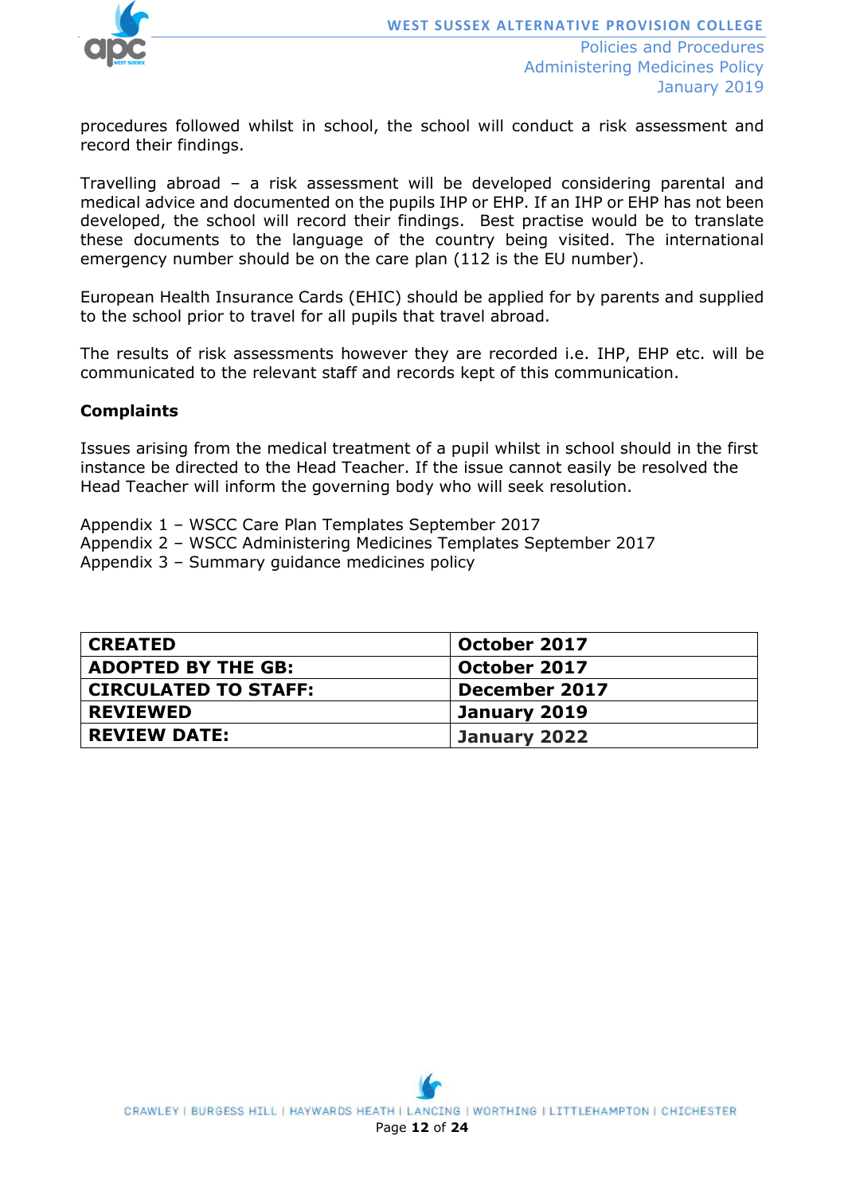procedures followed whilst in school, the school will conduct a risk assessment and record their findings.

Travelling abroad – a risk assessment will be developed considering parental and medical advice and documented on the pupils IHP or EHP. If an IHP or EHP has not been developed, the school will record their findings. Best practise would be to translate these documents to the language of the country being visited. The international emergency number should be on the care plan (112 is the EU number).

European Health Insurance Cards (EHIC) should be applied for by parents and supplied to the school prior to travel for all pupils that travel abroad.

The results of risk assessments however they are recorded i.e. IHP, EHP etc. will be communicated to the relevant staff and records kept of this communication.

**Complaints**

Issues arising from the medical treatment of a pupil whilst in school should in the first instance be directed to the Head Teacher. If the issue cannot easily be resolved the Head Teacher will inform the governing body who will seek resolution.

Appendix 1 – WSCC Care Plan Templates September 2017
Appendix 2 – WSCC Administering Medicines Templates September 2017
Appendix 3 – Summary guidance medicines policy

| **CREATED** | **October 2017** |
|---|---|
| **ADOPTED BY THE GB:** | **October 2017** |
| **CIRCULATED TO STAFF:** | **December 2017** |
| **REVIEWED** | **January 2019** |
| **REVIEW DATE:** | **January 2022** |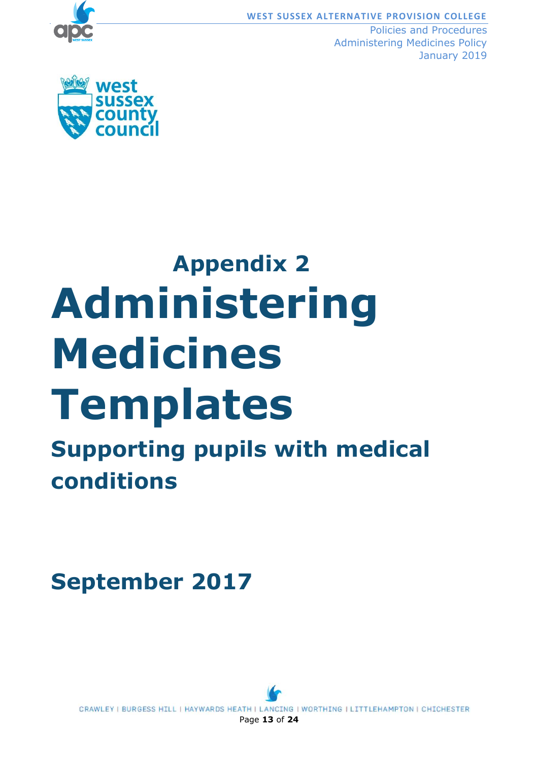## Appendix 2

# Administering Medicines Templates

## Supporting pupils with medical conditions

## September 2017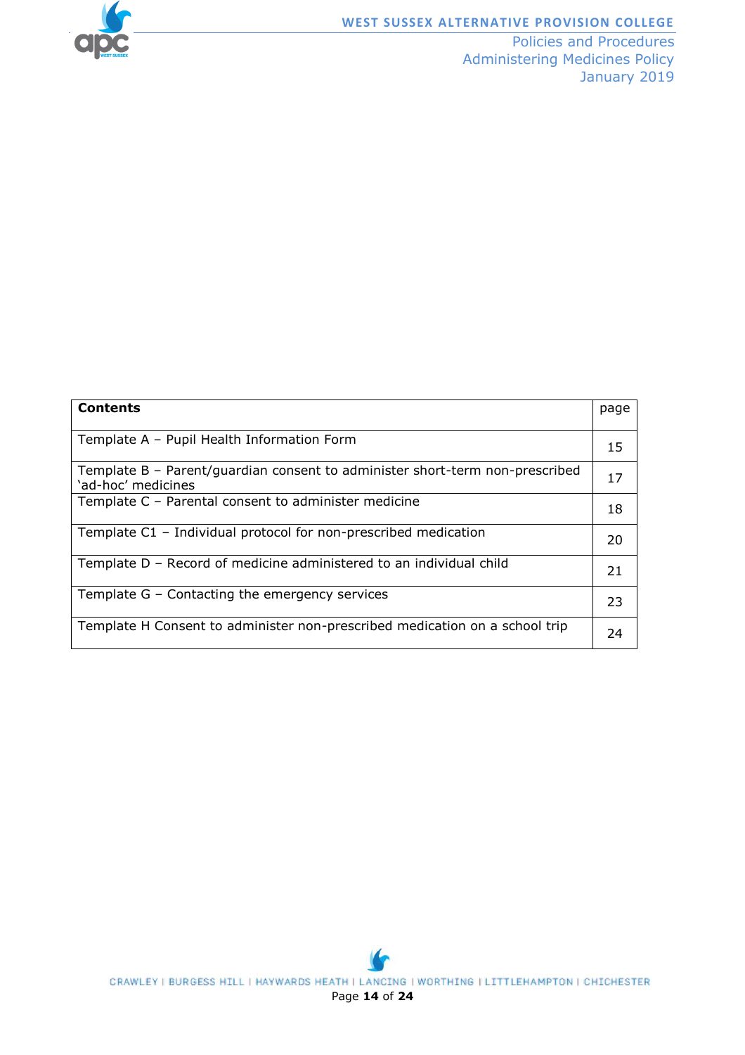| Contents | page |
|---|---|
| Template A – Pupil Health Information Form | 15 |
| Template B – Parent/guardian consent to administer short-term non-prescribed 'ad-hoc' medicines | 17 |
| Template C – Parental consent to administer medicine | 18 |
| Template C1 – Individual protocol for non-prescribed medication | 20 |
| Template D – Record of medicine administered to an individual child | 21 |
| Template G – Contacting the emergency services | 23 |
| Template H Consent to administer non-prescribed medication on a school trip | 24 |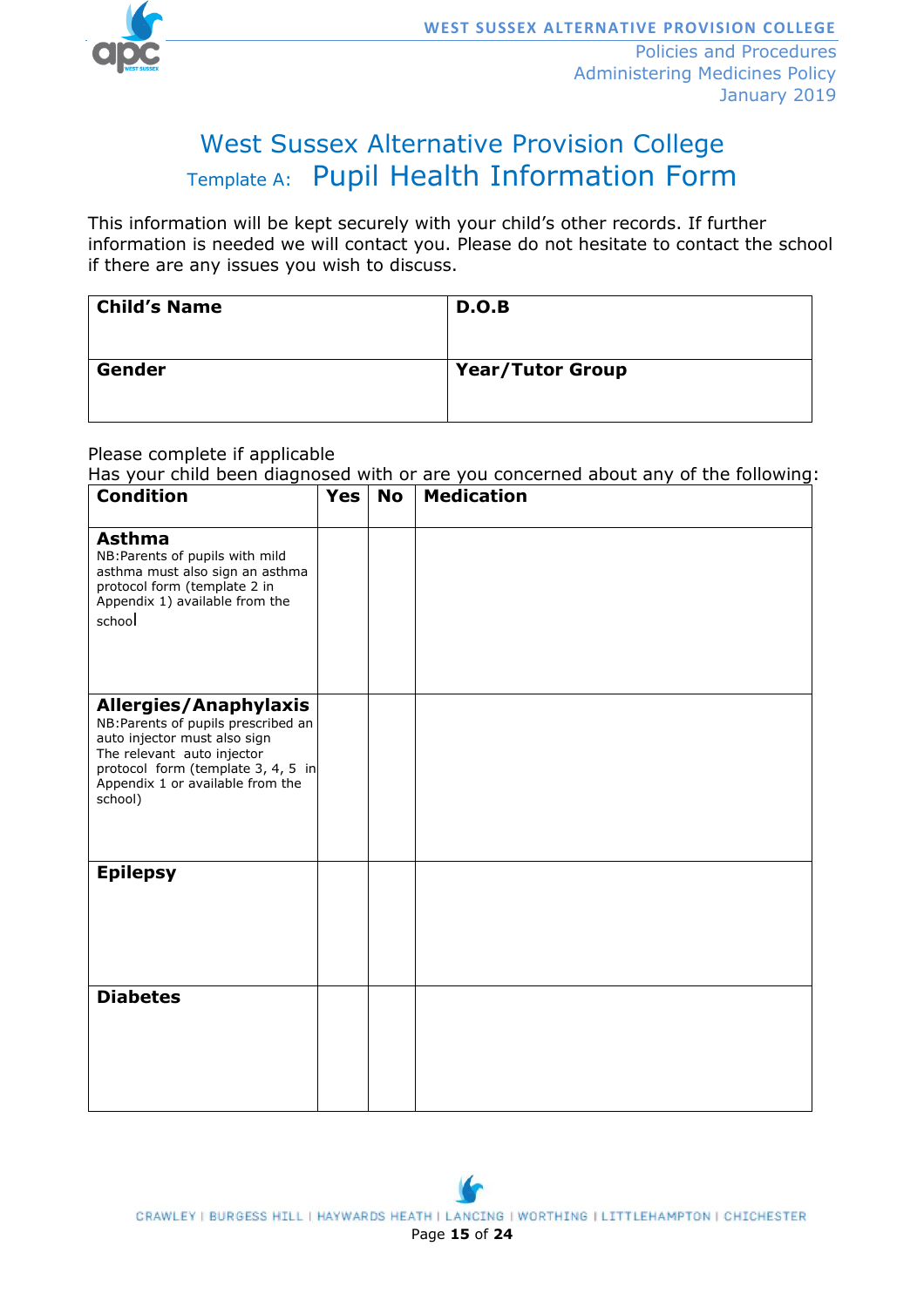# West Sussex Alternative Provision College

## Template A: Pupil Health Information Form

This information will be kept securely with your child's other records. If further information is needed we will contact you. Please do not hesitate to contact the school if there are any issues you wish to discuss.

| **Child's Name** | **D.O.B** |
|---|---|
| **Gender** | **Year/Tutor Group** |

Please complete if applicable

Has your child been diagnosed with or are you concerned about any of the following:

| **Condition** | **Yes** | **No** | **Medication** |
|---|---|---|---|
| **Asthma** NB:Parents of pupils with mild asthma must also sign an asthma protocol form (template 2 in Appendix 1) available from the school | | | |
| **Allergies/Anaphylaxis** NB:Parents of pupils prescribed an auto injector must also sign The relevant auto injector protocol form (template 3, 4, 5 in Appendix 1 or available from the school) | | | |
| **Epilepsy** | | | |
| **Diabetes** | | | |

CRAWLEY | BURGESS HILL | HAYWARDS HEATH | LANCING | WORTHING | LITTLEHAMPTON | CHICHESTER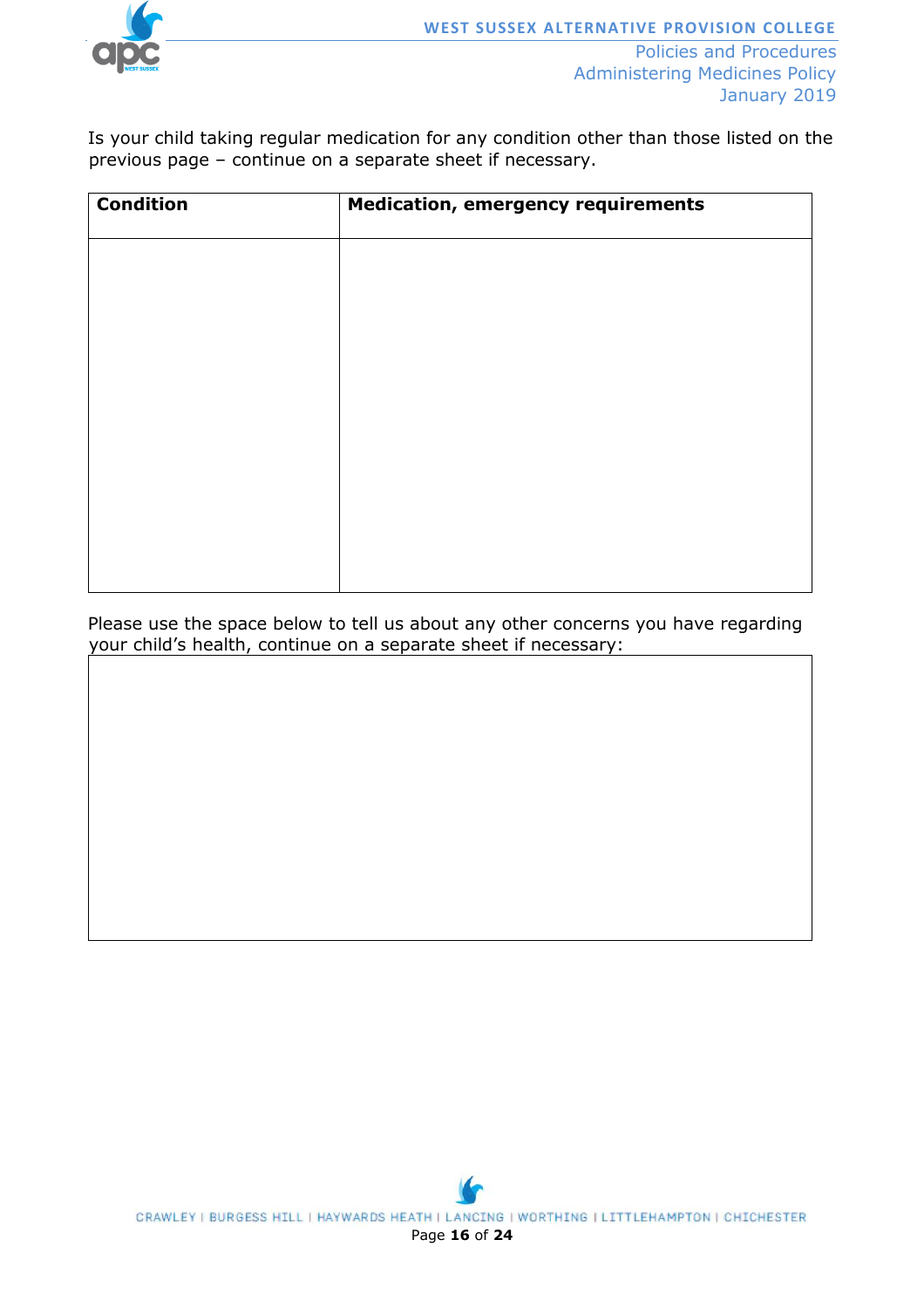Is your child taking regular medication for any condition other than those listed on the previous page – continue on a separate sheet if necessary.

| **Condition** | **Medication, emergency requirements** |
|---|---|
| | |

Please use the space below to tell us about any other concerns you have regarding your child's health, continue on a separate sheet if necessary:

| |
|---|
| |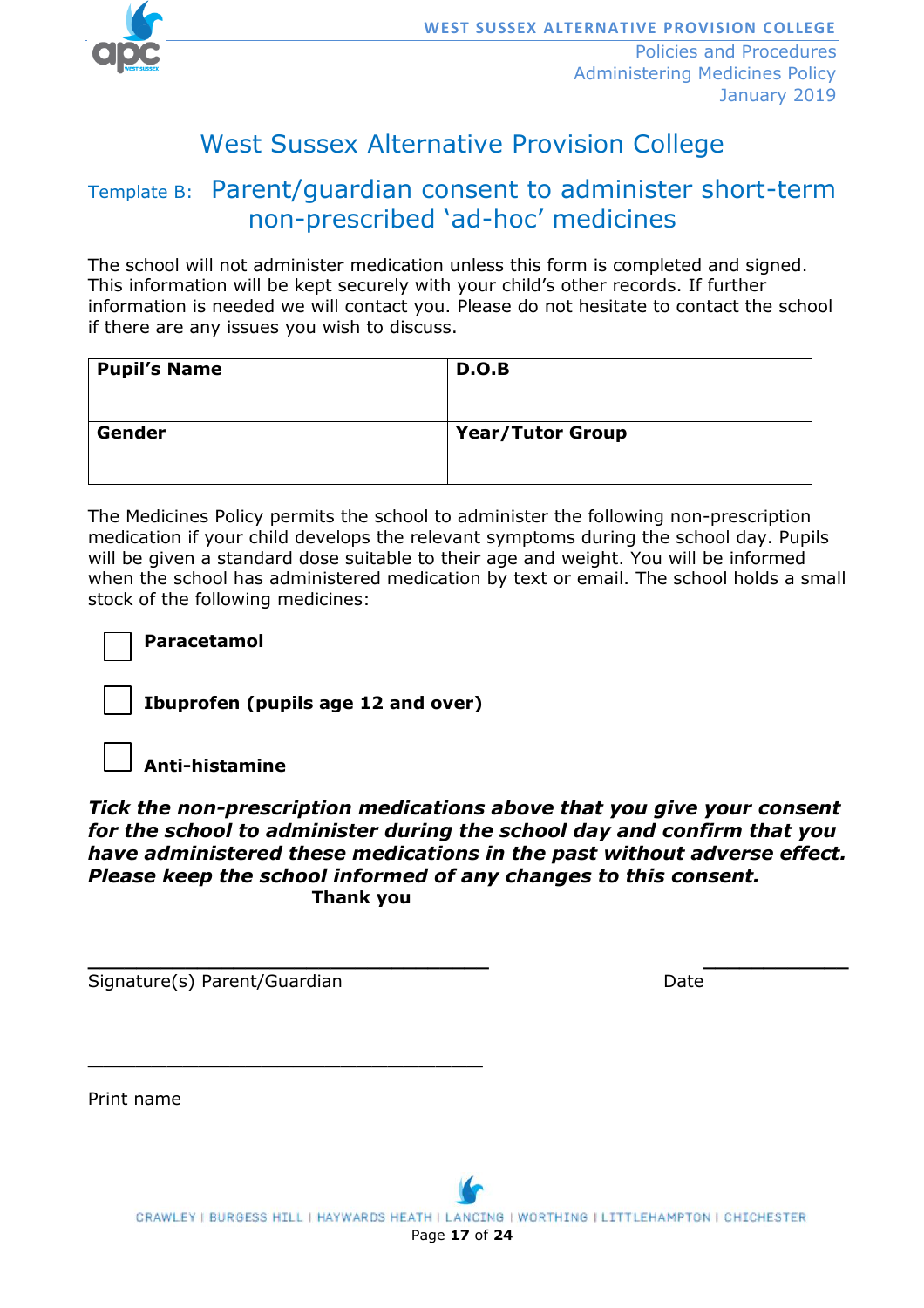# West Sussex Alternative Provision College

## Template B: Parent/guardian consent to administer short-term non-prescribed 'ad-hoc' medicines

The school will not administer medication unless this form is completed and signed. This information will be kept securely with your child's other records. If further information is needed we will contact you. Please do not hesitate to contact the school if there are any issues you wish to discuss.

| **Pupil's Name** | **D.O.B** |
|---|---|
| **Gender** | **Year/Tutor Group** |

The Medicines Policy permits the school to administer the following non-prescription medication if your child develops the relevant symptoms during the school day. Pupils will be given a standard dose suitable to their age and weight. You will be informed when the school has administered medication by text or email. The school holds a small stock of the following medicines:

- ☐ **Paracetamol**
- ☐ **Ibuprofen (pupils age 12 and over)**
- ☐ **Anti-histamine**

***Tick the non-prescription medications above that you give your consent for the school to administer during the school day and confirm that you have administered these medications in the past without adverse effect. Please keep the school informed of any changes to this consent.***

**Thank you**

_________________________________ &nbsp;&nbsp;&nbsp;&nbsp;&nbsp;&nbsp;&nbsp;&nbsp;&nbsp;&nbsp; ____________

Signature(s) Parent/Guardian &nbsp;&nbsp;&nbsp;&nbsp;&nbsp;&nbsp;&nbsp;&nbsp;&nbsp;&nbsp; Date

_________________________________

Print name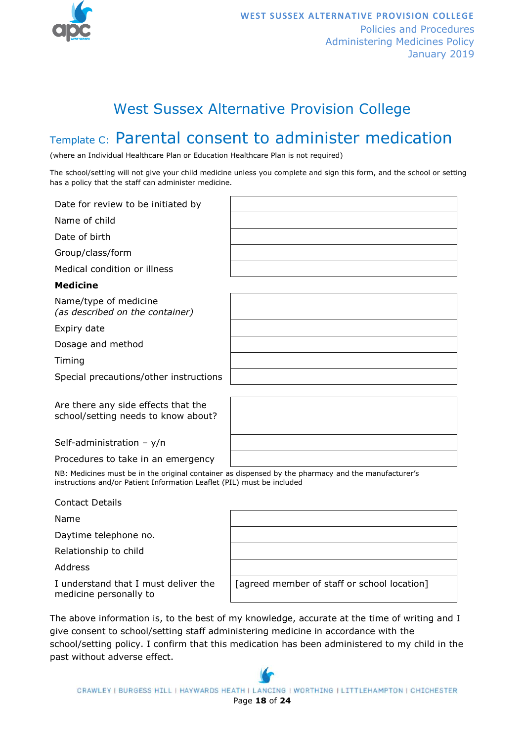# West Sussex Alternative Provision College

## Template C: Parental consent to administer medication

(where an Individual Healthcare Plan or Education Healthcare Plan is not required)

The school/setting will not give your child medicine unless you complete and sign this form, and the school or setting has a policy that the staff can administer medicine.

| | |
|---|---|
| Date for review to be initiated by | |
| Name of child | |
| Date of birth | |
| Group/class/form | |
| Medical condition or illness | |

**Medicine**

| | |
|---|---|
| Name/type of medicine *(as described on the container)* | |
| Expiry date | |
| Dosage and method | |
| Timing | |
| Special precautions/other instructions | |
| Are there any side effects that the school/setting needs to know about? | |
| Self-administration – y/n | |
| Procedures to take in an emergency | |

NB: Medicines must be in the original container as dispensed by the pharmacy and the manufacturer's instructions and/or Patient Information Leaflet (PIL) must be included

Contact Details

| | |
|---|---|
| Name | |
| Daytime telephone no. | |
| Relationship to child | |
| Address | |
| I understand that I must deliver the medicine personally to | [agreed member of staff or school location] |

The above information is, to the best of my knowledge, accurate at the time of writing and I give consent to school/setting staff administering medicine in accordance with the school/setting policy. I confirm that this medication has been administered to my child in the past without adverse effect.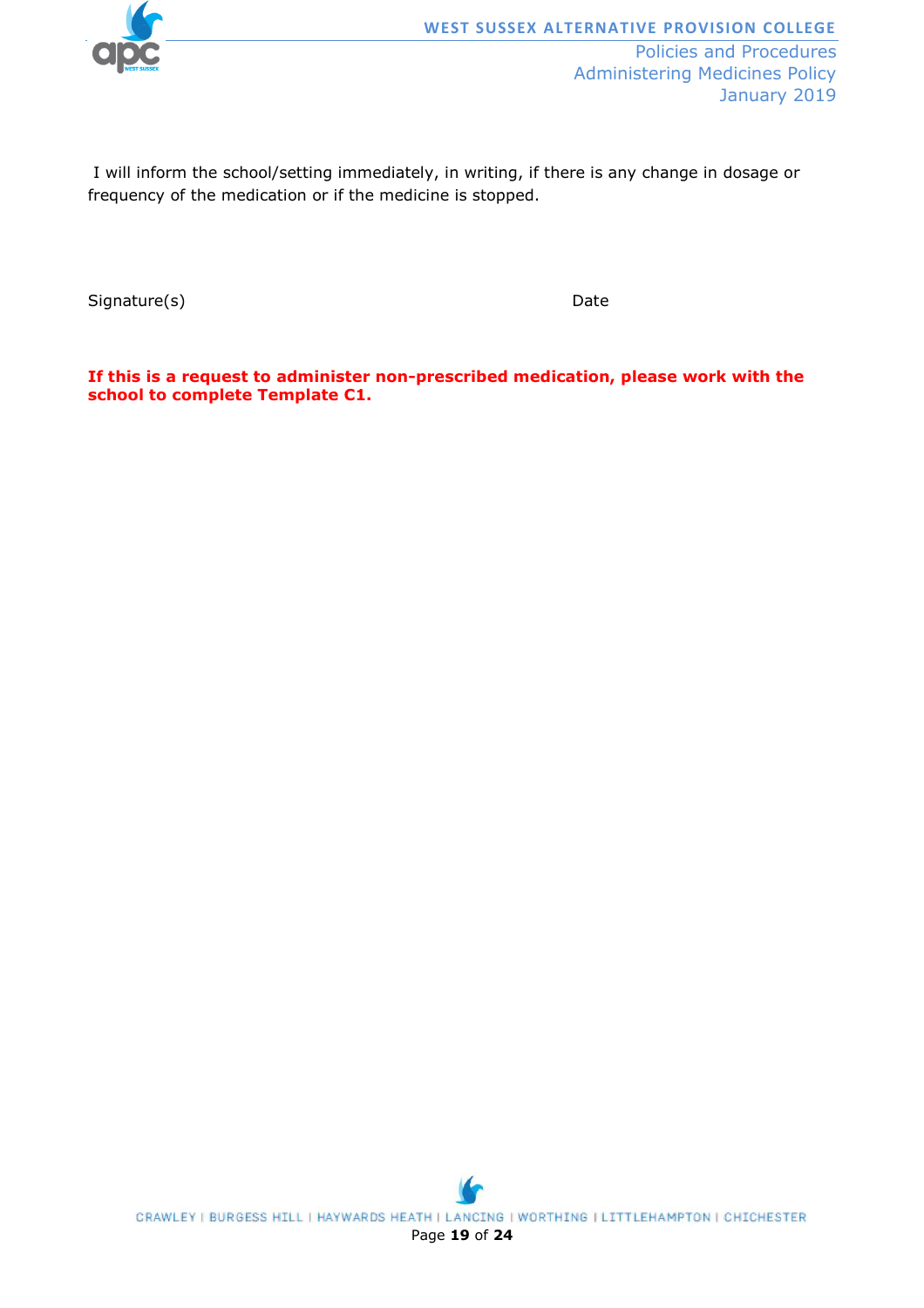I will inform the school/setting immediately, in writing, if there is any change in dosage or frequency of the medication or if the medicine is stopped.

Signature(s) Date

**If this is a request to administer non-prescribed medication, please work with the school to complete Template C1.**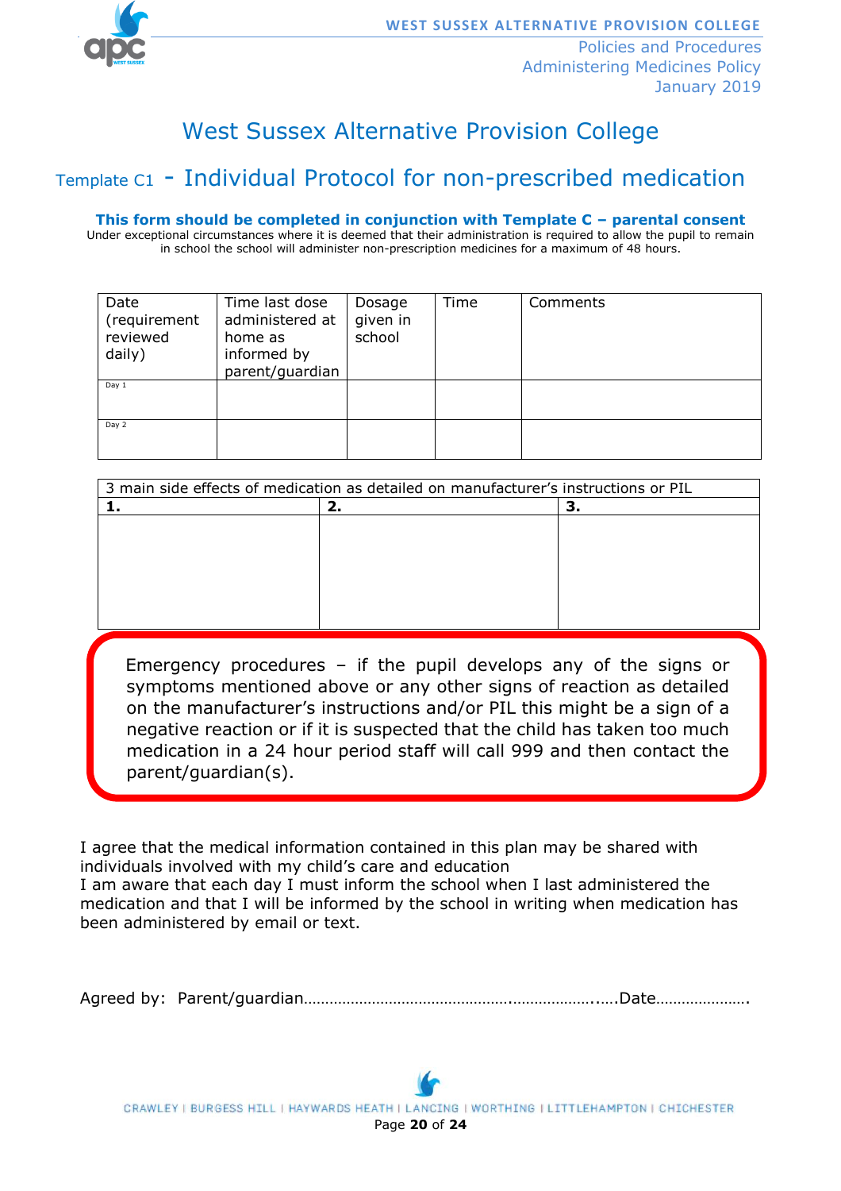# West Sussex Alternative Provision College

## Template C1 - Individual Protocol for non-prescribed medication

**This form should be completed in conjunction with Template C – parental consent**

Under exceptional circumstances where it is deemed that their administration is required to allow the pupil to remain in school the school will administer non-prescription medicines for a maximum of 48 hours.

| Date (requirement reviewed daily) | Time last dose administered at home as informed by parent/guardian | Dosage given in school | Time | Comments |
|---|---|---|---|---|
| Day 1 | | | | |
| Day 2 | | | | |

| 3 main side effects of medication as detailed on manufacturer's instructions or PIL | | |
|---|---|---|
| **1.** | **2.** | **3.** |
| | | |

Emergency procedures – if the pupil develops any of the signs or symptoms mentioned above or any other signs of reaction as detailed on the manufacturer's instructions and/or PIL this might be a sign of a negative reaction or if it is suspected that the child has taken too much medication in a 24 hour period staff will call 999 and then contact the parent/guardian(s).

I agree that the medical information contained in this plan may be shared with individuals involved with my child's care and education

I am aware that each day I must inform the school when I last administered the medication and that I will be informed by the school in writing when medication has been administered by email or text.

Agreed by: Parent/guardian………………………………………………………………Date…………………….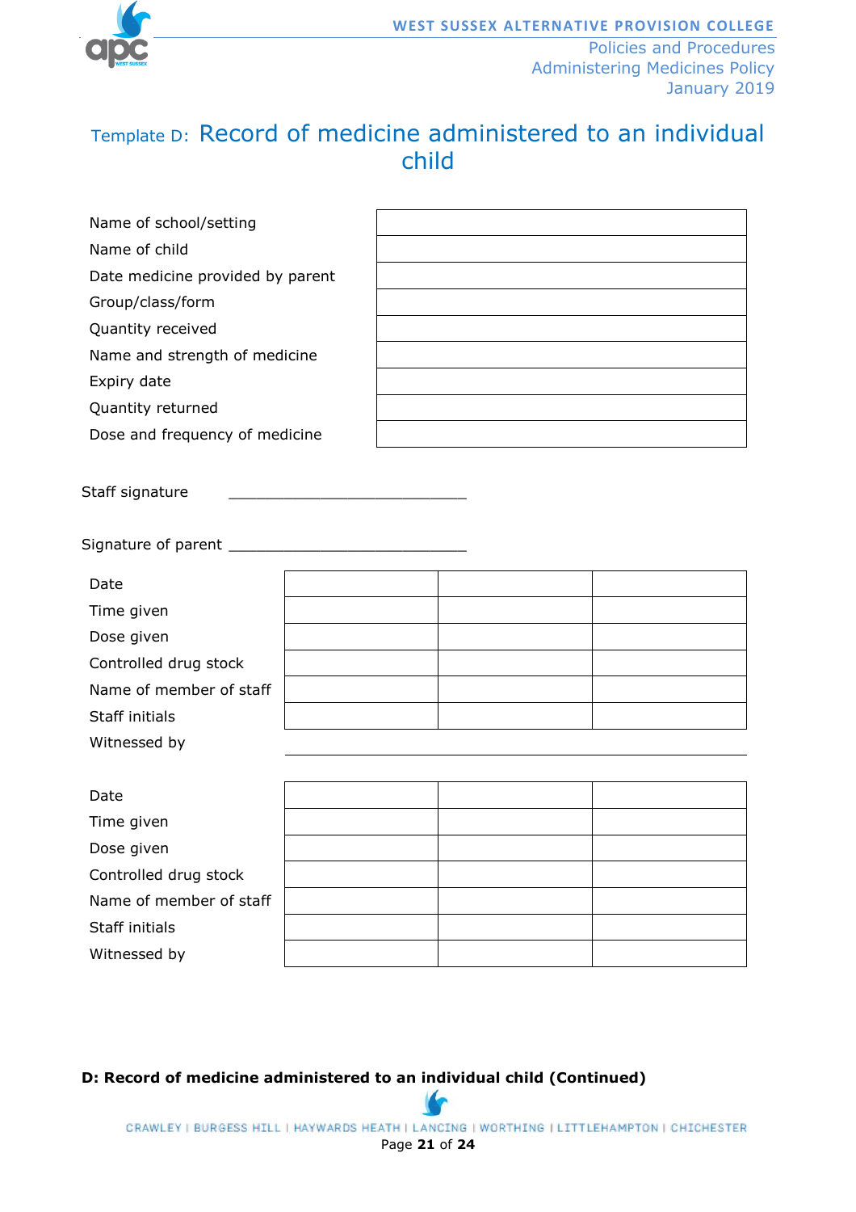## Template D: Record of medicine administered to an individual child

| | |
|---|---|
| Name of school/setting | |
| Name of child | |
| Date medicine provided by parent | |
| Group/class/form | |
| Quantity received | |
| Name and strength of medicine | |
| Expiry date | |
| Quantity returned | |
| Dose and frequency of medicine | |

Staff signature \_\_\_\_\_\_\_\_\_\_\_\_\_\_\_\_\_\_\_\_\_\_\_\_\_\_\_

Signature of parent \_\_\_\_\_\_\_\_\_\_\_\_\_\_\_\_\_\_\_\_\_\_\_\_\_\_\_

| | | | |
|---|---|---|---|
| Date | | | |
| Time given | | | |
| Dose given | | | |
| Controlled drug stock | | | |
| Name of member of staff | | | |
| Staff initials | | | |
| Witnessed by | | | |

| | | | |
|---|---|---|---|
| Date | | | |
| Time given | | | |
| Dose given | | | |
| Controlled drug stock | | | |
| Name of member of staff | | | |
| Staff initials | | | |
| Witnessed by | | | |

**D: Record of medicine administered to an individual child (Continued)**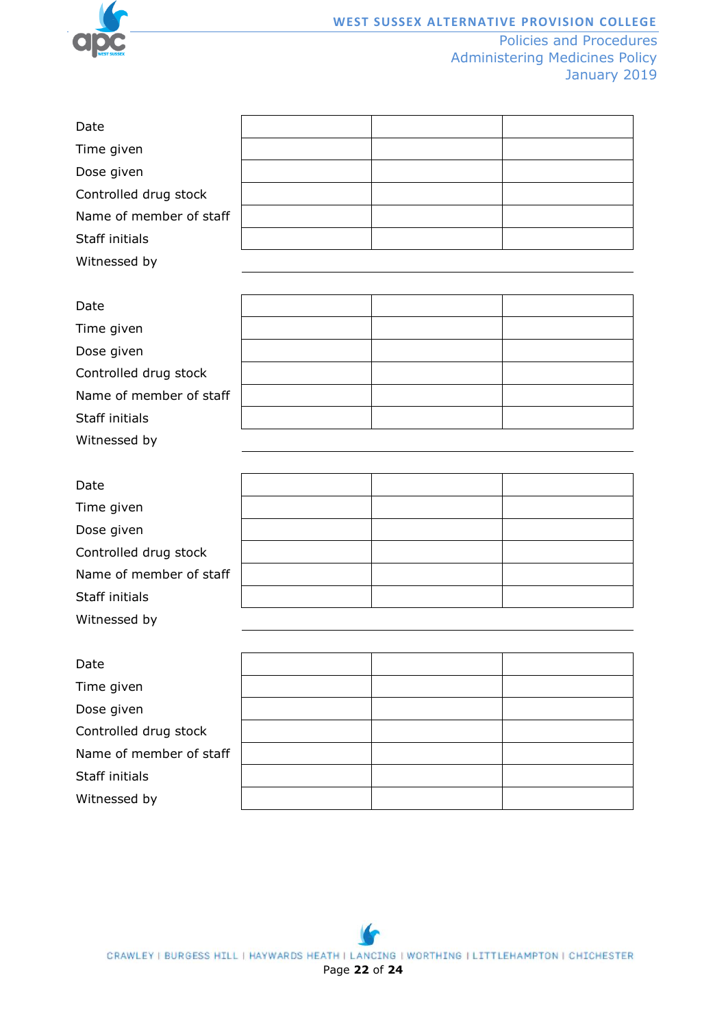| Date | | | |
|---|---|---|---|
| Time given | | | |
| Dose given | | | |
| Controlled drug stock | | | |
| Name of member of staff | | | |
| Staff initials | | | |
| Witnessed by | | | |

| Date | | | |
|---|---|---|---|
| Time given | | | |
| Dose given | | | |
| Controlled drug stock | | | |
| Name of member of staff | | | |
| Staff initials | | | |
| Witnessed by | | | |

| Date | | | |
|---|---|---|---|
| Time given | | | |
| Dose given | | | |
| Controlled drug stock | | | |
| Name of member of staff | | | |
| Staff initials | | | |
| Witnessed by | | | |

| Date | | | |
|---|---|---|---|
| Time given | | | |
| Dose given | | | |
| Controlled drug stock | | | |
| Name of member of staff | | | |
| Staff initials | | | |
| Witnessed by | | | |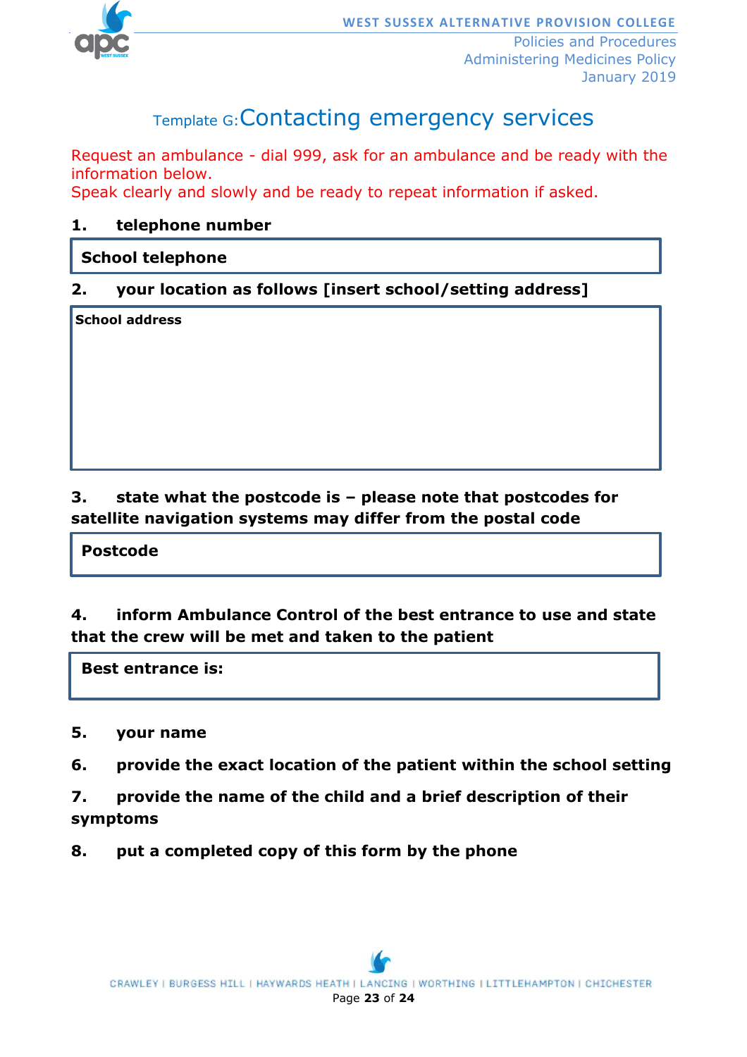## Template G: Contacting emergency services

Request an ambulance - dial 999, ask for an ambulance and be ready with the information below.
Speak clearly and slowly and be ready to repeat information if asked.

**1. telephone number**

| **School telephone** |
|---|

**2. your location as follows [insert school/setting address]**

| **School address** |
|---|

**3. state what the postcode is – please note that postcodes for satellite navigation systems may differ from the postal code**

| **Postcode** |
|---|

**4. inform Ambulance Control of the best entrance to use and state that the crew will be met and taken to the patient**

| **Best entrance is:** |
|---|

**5. your name**

**6. provide the exact location of the patient within the school setting**

**7. provide the name of the child and a brief description of their symptoms**

**8. put a completed copy of this form by the phone**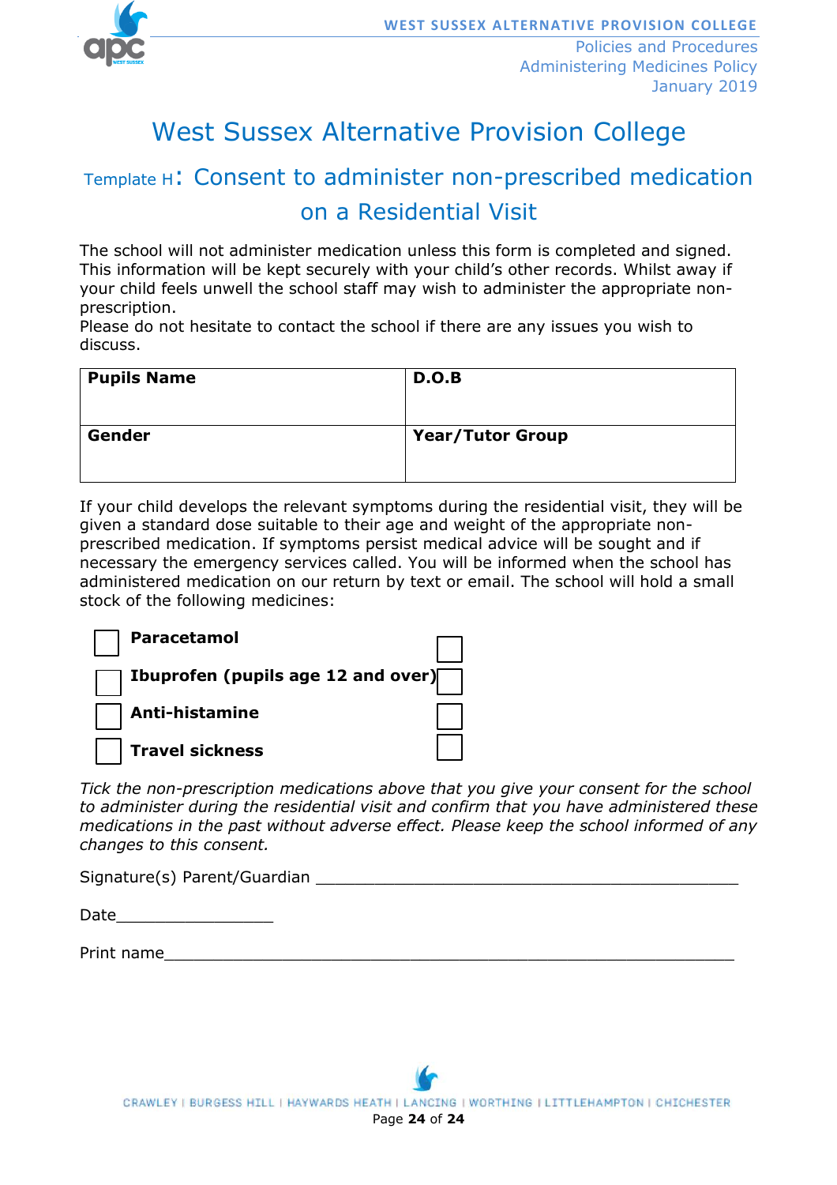# West Sussex Alternative Provision College

## Template H: Consent to administer non-prescribed medication on a Residential Visit

The school will not administer medication unless this form is completed and signed. This information will be kept securely with your child's other records. Whilst away if your child feels unwell the school staff may wish to administer the appropriate non-prescription.
Please do not hesitate to contact the school if there are any issues you wish to discuss.

| **Pupils Name** | **D.O.B** |
|---|---|
| **Gender** | **Year/Tutor Group** |

If your child develops the relevant symptoms during the residential visit, they will be given a standard dose suitable to their age and weight of the appropriate non-prescribed medication. If symptoms persist medical advice will be sought and if necessary the emergency services called. You will be informed when the school has administered medication on our return by text or email. The school will hold a small stock of the following medicines:

- ☐ **Paracetamol** ☐
- ☐ **Ibuprofen (pupils age 12 and over)** ☐
- ☐ **Anti-histamine** ☐
- ☐ **Travel sickness** ☐

*Tick the non-prescription medications above that you give your consent for the school to administer during the residential visit and confirm that you have administered these medications in the past without adverse effect. Please keep the school informed of any changes to this consent.*

Signature(s) Parent/Guardian _____________________________________________

Date_________________

Print name_______________________________________________________________